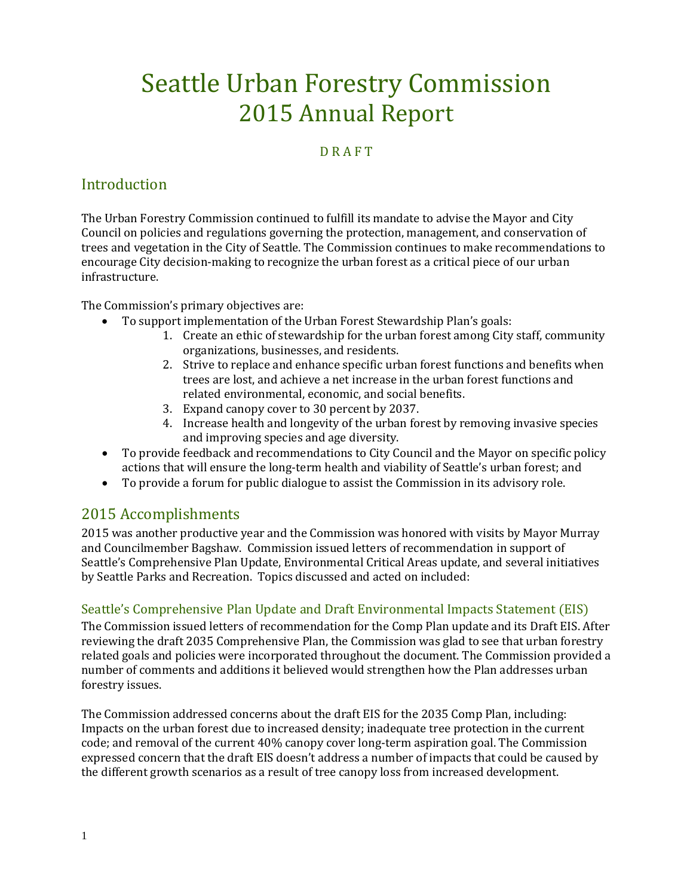# Seattle Urban Forestry Commission 2015 Annual Report

D R A F T

## Introduction

The Urban Forestry Commission continued to fulfill its mandate to advise the Mayor and City Council on policies and regulations governing the protection, management, and conservation of trees and vegetation in the City of Seattle. The Commission continues to make recommendations to encourage City decision-making to recognize the urban forest as a critical piece of our urban infrastructure.

The Commission's primary objectives are:

- To support implementation of the Urban Forest Stewardship Plan's goals:
    1. Create an ethic of stewardship for the urban forest among City staff, community organizations, businesses, and residents.
    2. Strive to replace and enhance specific urban forest functions and benefits when trees are lost, and achieve a net increase in the urban forest functions and related environmental, economic, and social benefits.
    3. Expand canopy cover to 30 percent by 2037.
    4. Increase health and longevity of the urban forest by removing invasive species and improving species and age diversity.
- To provide feedback and recommendations to City Council and the Mayor on specific policy actions that will ensure the long-term health and viability of Seattle's urban forest; and
- To provide a forum for public dialogue to assist the Commission in its advisory role.

## 2015 Accomplishments

2015 was another productive year and the Commission was honored with visits by Mayor Murray and Councilmember Bagshaw. Commission issued letters of recommendation in support of Seattle's Comprehensive Plan Update, Environmental Critical Areas update, and several initiatives by Seattle Parks and Recreation. Topics discussed and acted on included:

### Seattle's Comprehensive Plan Update and Draft Environmental Impacts Statement (EIS)

The Commission issued letters of recommendation for the Comp Plan update and its Draft EIS. After reviewing the draft 2035 Comprehensive Plan, the Commission was glad to see that urban forestry related goals and policies were incorporated throughout the document. The Commission provided a number of comments and additions it believed would strengthen how the Plan addresses urban forestry issues.

The Commission addressed concerns about the draft EIS for the 2035 Comp Plan, including: Impacts on the urban forest due to increased density; inadequate tree protection in the current code; and removal of the current 40% canopy cover long-term aspiration goal. The Commission expressed concern that the draft EIS doesn't address a number of impacts that could be caused by the different growth scenarios as a result of tree canopy loss from increased development.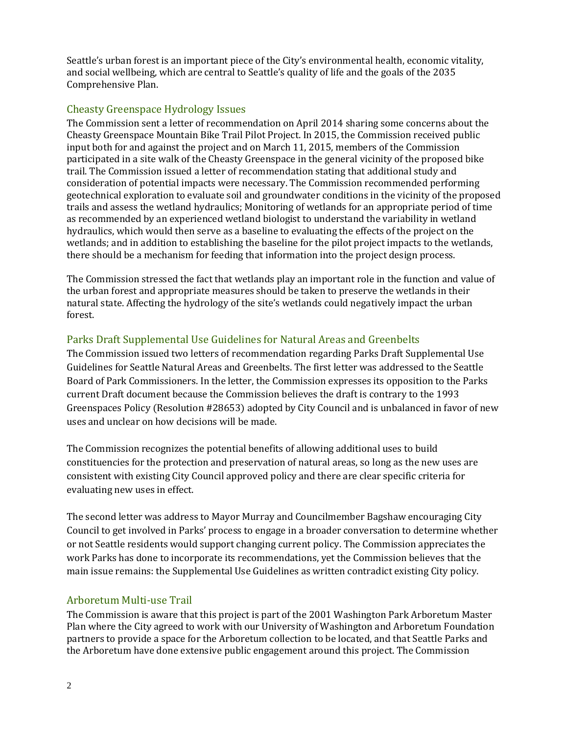Seattle's urban forest is an important piece of the City's environmental health, economic vitality, and social wellbeing, which are central to Seattle's quality of life and the goals of the 2035 Comprehensive Plan.

## Cheasty Greenspace Hydrology Issues

The Commission sent a letter of recommendation on April 2014 sharing some concerns about the Cheasty Greenspace Mountain Bike Trail Pilot Project. In 2015, the Commission received public input both for and against the project and on March 11, 2015, members of the Commission participated in a site walk of the Cheasty Greenspace in the general vicinity of the proposed bike trail. The Commission issued a letter of recommendation stating that additional study and consideration of potential impacts were necessary. The Commission recommended performing geotechnical exploration to evaluate soil and groundwater conditions in the vicinity of the proposed trails and assess the wetland hydraulics; Monitoring of wetlands for an appropriate period of time as recommended by an experienced wetland biologist to understand the variability in wetland hydraulics, which would then serve as a baseline to evaluating the effects of the project on the wetlands; and in addition to establishing the baseline for the pilot project impacts to the wetlands, there should be a mechanism for feeding that information into the project design process.

The Commission stressed the fact that wetlands play an important role in the function and value of the urban forest and appropriate measures should be taken to preserve the wetlands in their natural state. Affecting the hydrology of the site's wetlands could negatively impact the urban forest.

## Parks Draft Supplemental Use Guidelines for Natural Areas and Greenbelts

The Commission issued two letters of recommendation regarding Parks Draft Supplemental Use Guidelines for Seattle Natural Areas and Greenbelts. The first letter was addressed to the Seattle Board of Park Commissioners. In the letter, the Commission expresses its opposition to the Parks current Draft document because the Commission believes the draft is contrary to the 1993 Greenspaces Policy (Resolution #28653) adopted by City Council and is unbalanced in favor of new uses and unclear on how decisions will be made.

The Commission recognizes the potential benefits of allowing additional uses to build constituencies for the protection and preservation of natural areas, so long as the new uses are consistent with existing City Council approved policy and there are clear specific criteria for evaluating new uses in effect.

The second letter was address to Mayor Murray and Councilmember Bagshaw encouraging City Council to get involved in Parks' process to engage in a broader conversation to determine whether or not Seattle residents would support changing current policy. The Commission appreciates the work Parks has done to incorporate its recommendations, yet the Commission believes that the main issue remains: the Supplemental Use Guidelines as written contradict existing City policy.

## Arboretum Multi-use Trail

The Commission is aware that this project is part of the 2001 Washington Park Arboretum Master Plan where the City agreed to work with our University of Washington and Arboretum Foundation partners to provide a space for the Arboretum collection to be located, and that Seattle Parks and the Arboretum have done extensive public engagement around this project. The Commission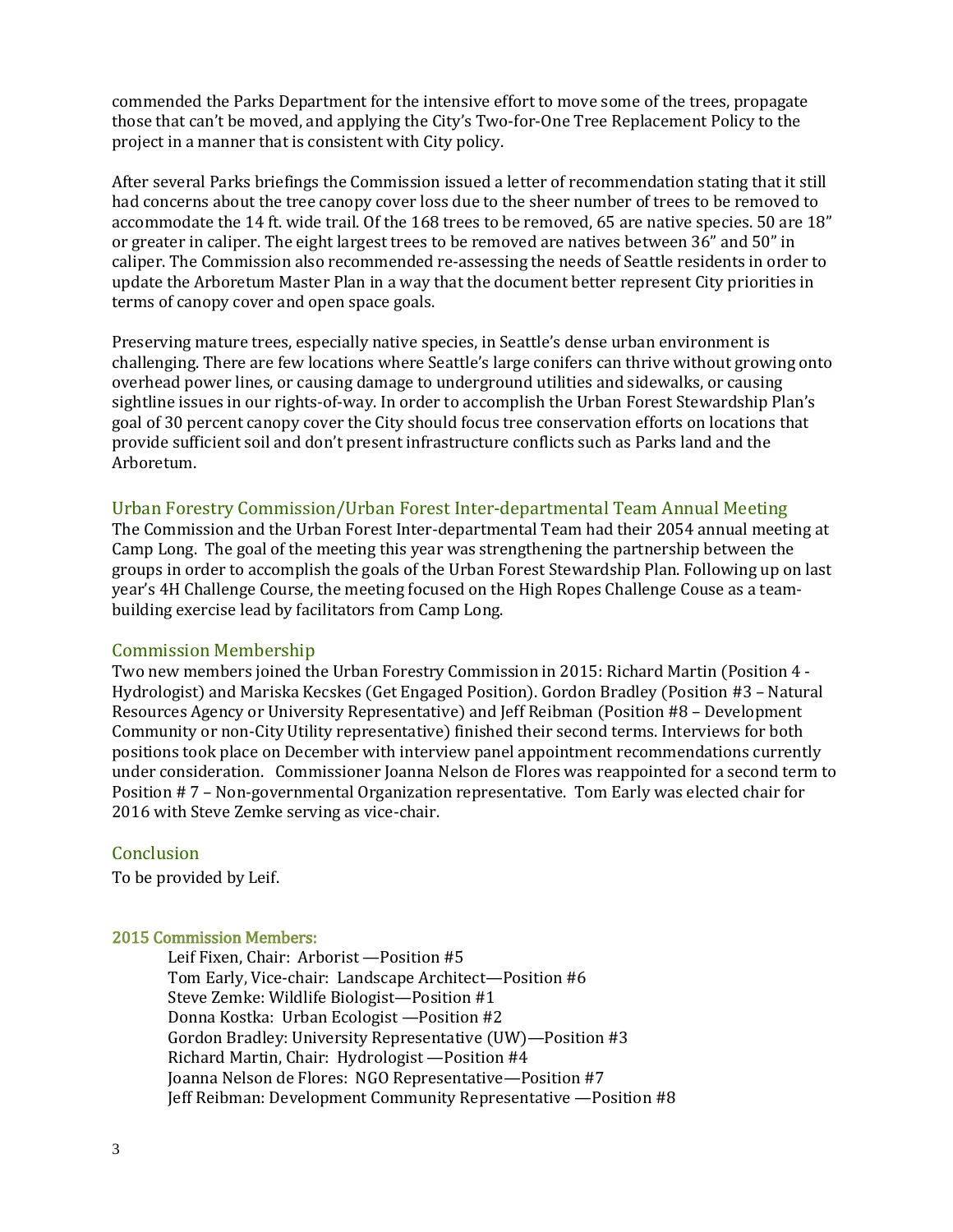commended the Parks Department for the intensive effort to move some of the trees, propagate those that can't be moved, and applying the City's Two-for-One Tree Replacement Policy to the project in a manner that is consistent with City policy.

After several Parks briefings the Commission issued a letter of recommendation stating that it still had concerns about the tree canopy cover loss due to the sheer number of trees to be removed to accommodate the 14 ft. wide trail. Of the 168 trees to be removed, 65 are native species. 50 are 18" or greater in caliper. The eight largest trees to be removed are natives between 36" and 50" in caliper. The Commission also recommended re-assessing the needs of Seattle residents in order to update the Arboretum Master Plan in a way that the document better represent City priorities in terms of canopy cover and open space goals.

Preserving mature trees, especially native species, in Seattle's dense urban environment is challenging. There are few locations where Seattle's large conifers can thrive without growing onto overhead power lines, or causing damage to underground utilities and sidewalks, or causing sightline issues in our rights-of-way. In order to accomplish the Urban Forest Stewardship Plan's goal of 30 percent canopy cover the City should focus tree conservation efforts on locations that provide sufficient soil and don't present infrastructure conflicts such as Parks land and the Arboretum.

## Urban Forestry Commission/Urban Forest Inter-departmental Team Annual Meeting

The Commission and the Urban Forest Inter-departmental Team had their 2054 annual meeting at Camp Long. The goal of the meeting this year was strengthening the partnership between the groups in order to accomplish the goals of the Urban Forest Stewardship Plan. Following up on last year's 4H Challenge Course, the meeting focused on the High Ropes Challenge Couse as a team-building exercise lead by facilitators from Camp Long.

## Commission Membership

Two new members joined the Urban Forestry Commission in 2015: Richard Martin (Position 4 - Hydrologist) and Mariska Kecskes (Get Engaged Position). Gordon Bradley (Position #3 – Natural Resources Agency or University Representative) and Jeff Reibman (Position #8 – Development Community or non-City Utility representative) finished their second terms. Interviews for both positions took place on December with interview panel appointment recommendations currently under consideration. Commissioner Joanna Nelson de Flores was reappointed for a second term to Position # 7 – Non-governmental Organization representative. Tom Early was elected chair for 2016 with Steve Zemke serving as vice-chair.

## Conclusion

To be provided by Leif.

### 2015 Commission Members:

Leif Fixen, Chair: Arborist —Position #5
Tom Early, Vice-chair: Landscape Architect—Position #6
Steve Zemke: Wildlife Biologist—Position #1
Donna Kostka: Urban Ecologist —Position #2
Gordon Bradley: University Representative (UW)—Position #3
Richard Martin, Chair: Hydrologist —Position #4
Joanna Nelson de Flores: NGO Representative—Position #7
Jeff Reibman: Development Community Representative —Position #8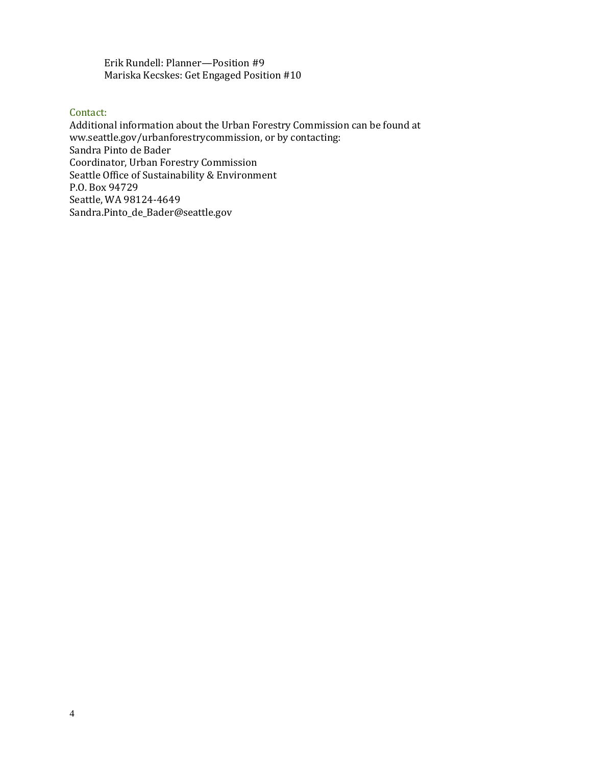Erik Rundell: Planner—Position #9
Mariska Kecskes: Get Engaged Position #10

## Contact:

Additional information about the Urban Forestry Commission can be found at ww.seattle.gov/urbanforestrycommission, or by contacting:
Sandra Pinto de Bader
Coordinator, Urban Forestry Commission
Seattle Office of Sustainability & Environment
P.O. Box 94729
Seattle, WA 98124-4649
Sandra.Pinto_de_Bader@seattle.gov